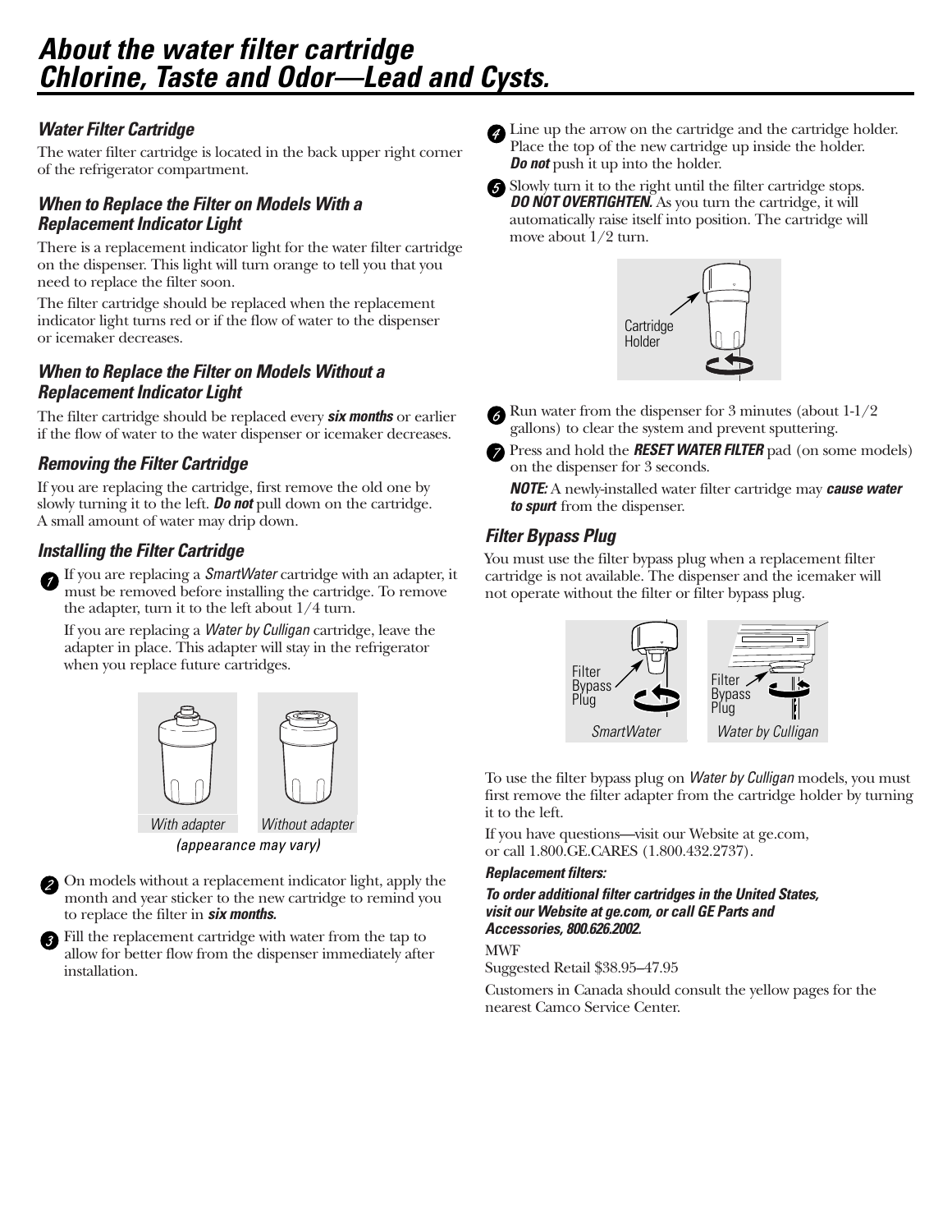# About the water filter cartridge Chlorine, Taste and Odor—Lead and Cysts.

### *Water Filter Cartridge*

The water filter cartridge is located in the back upper right corner of the refrigerator compartment.

### *When to Replace the Filter on Models With a Replacement Indicator Light*

There is a replacement indicator light for the water filter cartridge on the dispenser. This light will turn orange to tell you that you need to replace the filter soon.

The filter cartridge should be replaced when the replacement indicator light turns red or if the flow of water to the dispenser or icemaker decreases.

### *When to Replace the Filter on Models Without a Replacement Indicator Light*

The filter cartridge should be replaced every ***six months*** or earlier if the flow of water to the water dispenser or icemaker decreases.

### *Removing the Filter Cartridge*

If you are replacing the cartridge, first remove the old one by slowly turning it to the left. ***Do not*** pull down on the cartridge. A small amount of water may drip down.

### *Installing the Filter Cartridge*

1. If you are replacing a *SmartWater* cartridge with an adapter, it must be removed before installing the cartridge. To remove the adapter, turn it to the left about 1/4 turn.

   If you are replacing a *Water by Culligan* cartridge, leave the adapter in place. This adapter will stay in the refrigerator when you replace future cartridges.

   *With adapter* *Without adapter*

   *(appearance may vary)*

2. On models without a replacement indicator light, apply the month and year sticker to the new cartridge to remind you to replace the filter in ***six months.***

3. Fill the replacement cartridge with water from the tap to allow for better flow from the dispenser immediately after installation.

4. Line up the arrow on the cartridge and the cartridge holder. Place the top of the new cartridge up inside the holder. ***Do not*** push it up into the holder.

5. Slowly turn it to the right until the filter cartridge stops. ***DO NOT OVERTIGHTEN.*** As you turn the cartridge, it will automatically raise itself into position. The cartridge will move about 1/2 turn.

   Cartridge Holder

6. Run water from the dispenser for 3 minutes (about 1-1/2 gallons) to clear the system and prevent sputtering.

7. Press and hold the ***RESET WATER FILTER*** pad (on some models) on the dispenser for 3 seconds.

   ***NOTE:*** A newly-installed water filter cartridge may ***cause water to spurt*** from the dispenser.

### *Filter Bypass Plug*

You must use the filter bypass plug when a replacement filter cartridge is not available. The dispenser and the icemaker will not operate without the filter or filter bypass plug.

Filter Bypass Plug — *SmartWater*

Filter Bypass Plug — *Water by Culligan*

To use the filter bypass plug on *Water by Culligan* models, you must first remove the filter adapter from the cartridge holder by turning it to the left.

If you have questions—visit our Website at ge.com, or call 1.800.GE.CARES (1.800.432.2737).

***Replacement filters:***

***To order additional filter cartridges in the United States, visit our Website at ge.com, or call GE Parts and Accessories, 800.626.2002.***

MWF
Suggested Retail $38.95–47.95

Customers in Canada should consult the yellow pages for the nearest Camco Service Center.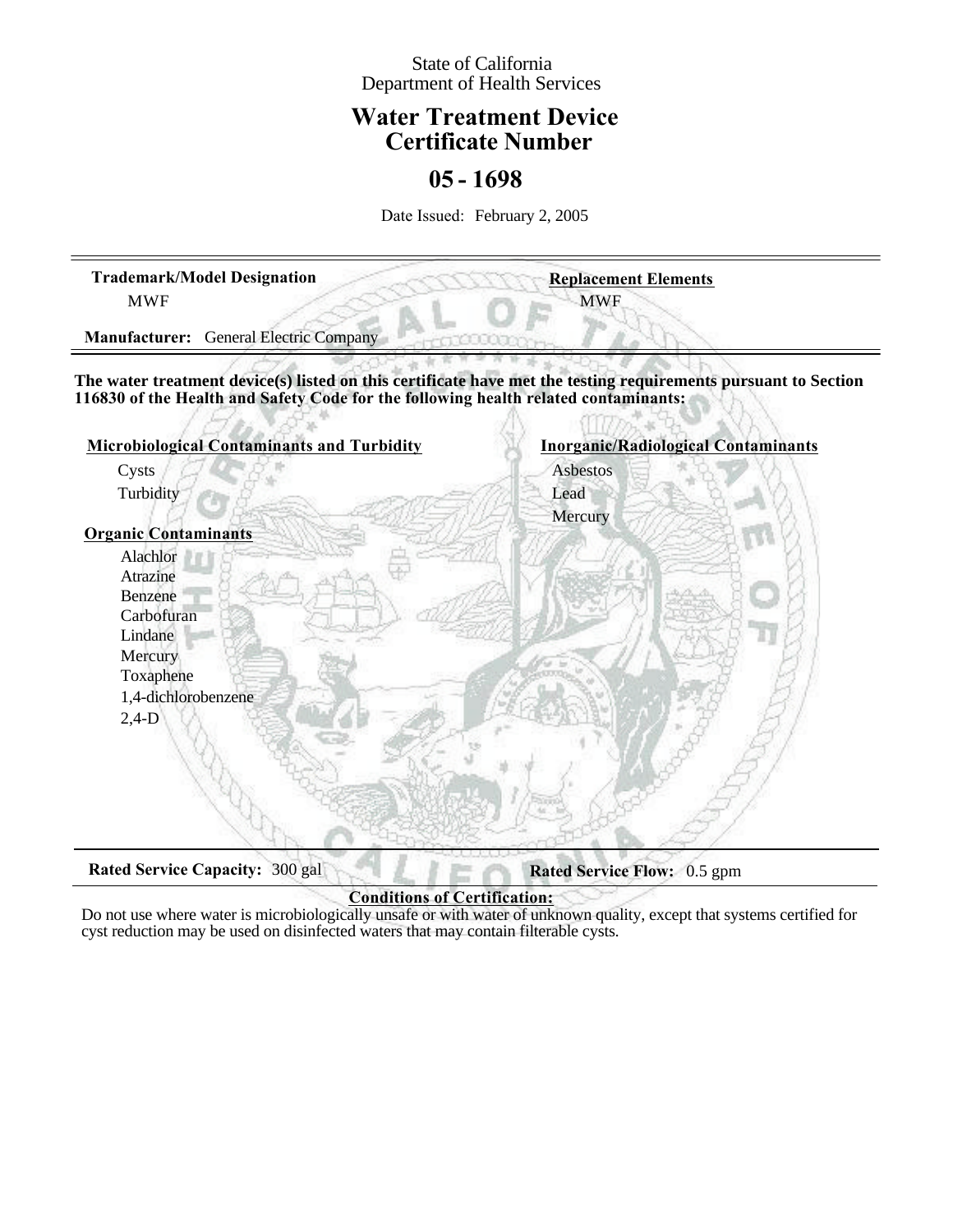State of California
Department of Health Services

# Water Treatment Device Certificate Number

# 05 - 1698

Date Issued: February 2, 2005

---

**Trademark/Model Designation**
MWF

**Replacement Elements**
MWF

**Manufacturer:** General Electric Company

---

**The water treatment device(s) listed on this certificate have met the testing requirements pursuant to Section 116830 of the Health and Safety Code for the following health related contaminants:**

**Microbiological Contaminants and Turbidity**

- Cysts
- Turbidity

**Organic Contaminants**

- Alachlor
- Atrazine
- Benzene
- Carbofuran
- Lindane
- Mercury
- Toxaphene
- 1,4-dichlorobenzene
- 2,4-D

**Inorganic/Radiological Contaminants**

- Asbestos
- Lead
- Mercury

---

**Rated Service Capacity:** 300 gal

**Rated Service Flow:** 0.5 gpm

---

**Conditions of Certification:**

Do not use where water is microbiologically unsafe or with water of unknown quality, except that systems certified for cyst reduction may be used on disinfected waters that may contain filterable cysts.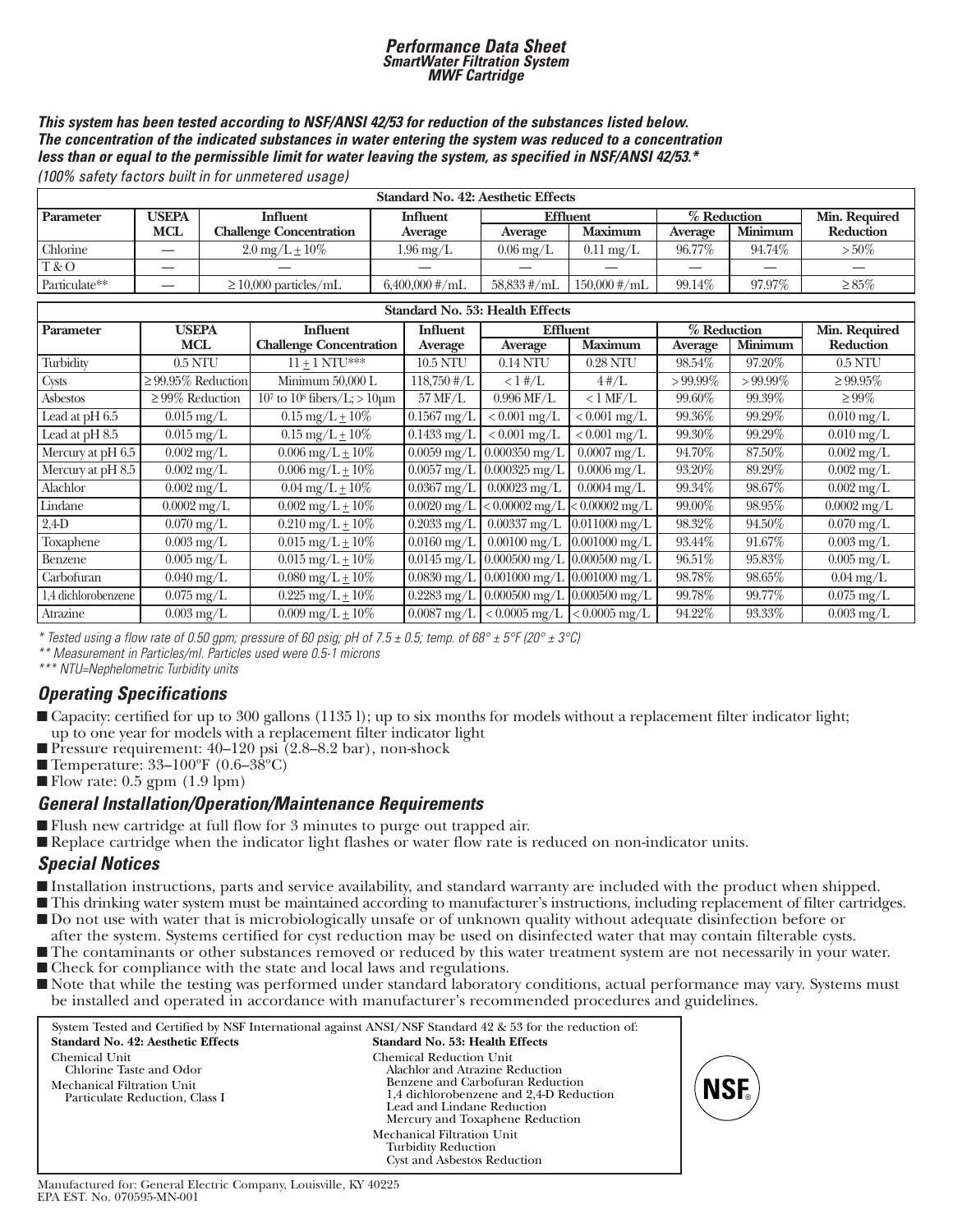# Performance Data Sheet

## SmartWater Filtration System

### MWF Cartridge

***This system has been tested according to NSF/ANSI 42/53 for reduction of the substances listed below. The concentration of the indicated substances in water entering the system was reduced to a concentration less than or equal to the permissible limit for water leaving the system, as specified in NSF/ANSI 42/53.****

*(100% safety factors built in for unmetered usage)*

| Standard No. 42: Aesthetic Effects | | | | | | | | |
|---|---|---|---|---|---|---|---|---|
| **Parameter** | **USEPA MCL** | **Influent Challenge Concentration** | **Influent Average** | **Effluent** | | **% Reduction** | | **Min. Required Reduction** |
| | | | | **Average** | **Maximum** | **Average** | **Minimum** | |
| Chlorine | — | 2.0 mg/L ± 10% | 1.96 mg/L | 0.06 mg/L | 0.11 mg/L | 96.77% | 94.74% | > 50% |
| T & O | — | — | — | — | — | — | — | — |
| Particulate** | — | ≥ 10,000 particles/mL | 6,400,000 #/mL | 58,833 #/mL | 150,000 #/mL | 99.14% | 97.97% | ≥ 85% |

| Standard No. 53: Health Effects | | | | | | | | |
|---|---|---|---|---|---|---|---|---|
| **Parameter** | **USEPA MCL** | **Influent Challenge Concentration** | **Influent Average** | **Effluent** | | **% Reduction** | | **Min. Required Reduction** |
| | | | | **Average** | **Maximum** | **Average** | **Minimum** | |
| Turbidity | 0.5 NTU | 11 ± 1 NTU*** | 10.5 NTU | 0.14 NTU | 0.28 NTU | 98.54% | 97.20% | 0.5 NTU |
| Cysts | ≥ 99.95% Reduction | Minimum 50,000 L | 118,750 #/L | < 1 #/L | 4 #/L | > 99.99% | > 99.99% | ≥ 99.95% |
| Asbestos | ≥ 99% Reduction | $10^7$ to $10^8$ fibers/L; > 10μm | 57 MF/L | 0.996 MF/L | < 1 MF/L | 99.60% | 99.39% | ≥ 99% |
| Lead at pH 6.5 | 0.015 mg/L | 0.15 mg/L ± 10% | 0.1567 mg/L | < 0.001 mg/L | < 0.001 mg/L | 99.36% | 99.29% | 0.010 mg/L |
| Lead at pH 8.5 | 0.015 mg/L | 0.15 mg/L ± 10% | 0.1433 mg/L | < 0.001 mg/L | < 0.001 mg/L | 99.30% | 99.29% | 0.010 mg/L |
| Mercury at pH 6.5 | 0.002 mg/L | 0.006 mg/L ± 10% | 0.0059 mg/L | 0.000350 mg/L | 0.0007 mg/L | 94.70% | 87.50% | 0.002 mg/L |
| Mercury at pH 8.5 | 0.002 mg/L | 0.006 mg/L ± 10% | 0.0057 mg/L | 0.000325 mg/L | 0.0006 mg/L | 93.20% | 89.29% | 0.002 mg/L |
| Alachlor | 0.002 mg/L | 0.04 mg/L ± 10% | 0.0367 mg/L | 0.00023 mg/L | 0.0004 mg/L | 99.34% | 98.67% | 0.002 mg/L |
| Lindane | 0.0002 mg/L | 0.002 mg/L ± 10% | 0.0020 mg/L | < 0.00002 mg/L | < 0.00002 mg/L | 99.00% | 98.95% | 0.0002 mg/L |
| 2,4-D | 0.070 mg/L | 0.210 mg/L ± 10% | 0.2033 mg/L | 0.00337 mg/L | 0.011000 mg/L | 98.32% | 94.50% | 0.070 mg/L |
| Toxaphene | 0.003 mg/L | 0.015 mg/L ± 10% | 0.0160 mg/L | 0.00100 mg/L | 0.001000 mg/L | 93.44% | 91.67% | 0.003 mg/L |
| Benzene | 0.005 mg/L | 0.015 mg/L ± 10% | 0.0145 mg/L | 0.000500 mg/L | 0.000500 mg/L | 96.51% | 95.83% | 0.005 mg/L |
| Carbofuran | 0.040 mg/L | 0.080 mg/L ± 10% | 0.0830 mg/L | 0.001000 mg/L | 0.001000 mg/L | 98.78% | 98.65% | 0.04 mg/L |
| 1,4 dichlorobenzene | 0.075 mg/L | 0.225 mg/L ± 10% | 0.2283 mg/L | 0.000500 mg/L | 0.000500 mg/L | 99.78% | 99.77% | 0.075 mg/L |
| Atrazine | 0.003 mg/L | 0.009 mg/L ± 10% | 0.0087 mg/L | < 0.0005 mg/L | < 0.0005 mg/L | 94.22% | 93.33% | 0.003 mg/L |

*\* Tested using a flow rate of 0.50 gpm; pressure of 60 psig; pH of 7.5 ± 0.5; temp. of 68° ± 5°F (20° ± 3°C)*
*\*\* Measurement in Particles/ml. Particles used were 0.5-1 microns*
*\*\*\* NTU=Nephelometric Turbidity units*

## Operating Specifications

- Capacity: certified for up to 300 gallons (1135 l); up to six months for models without a replacement filter indicator light; up to one year for models with a replacement filter indicator light
- Pressure requirement: 40–120 psi (2.8–8.2 bar), non-shock
- Temperature: 33–100°F (0.6–38°C)
- Flow rate: 0.5 gpm (1.9 lpm)

## General Installation/Operation/Maintenance Requirements

- Flush new cartridge at full flow for 3 minutes to purge out trapped air.
- Replace cartridge when the indicator light flashes or water flow rate is reduced on non-indicator units.

## Special Notices

- Installation instructions, parts and service availability, and standard warranty are included with the product when shipped.
- This drinking water system must be maintained according to manufacturer's instructions, including replacement of filter cartridges.
- Do not use with water that is microbiologically unsafe or of unknown quality without adequate disinfection before or after the system. Systems certified for cyst reduction may be used on disinfected water that may contain filterable cysts.
- The contaminants or other substances removed or reduced by this water treatment system are not necessarily in your water.
- Check for compliance with the state and local laws and regulations.
- Note that while the testing was performed under standard laboratory conditions, actual performance may vary. Systems must be installed and operated in accordance with manufacturer's recommended procedures and guidelines.

System Tested and Certified by NSF International against ANSI/NSF Standard 42 & 53 for the reduction of:

**Standard No. 42: Aesthetic Effects**

Chemical Unit
- Chlorine Taste and Odor

Mechanical Filtration Unit
- Particulate Reduction, Class I

**Standard No. 53: Health Effects**

Chemical Reduction Unit
- Alachlor and Atrazine Reduction
- Benzene and Carbofuran Reduction
- 1,4 dichlorobenzene and 2,4-D Reduction
- Lead and Lindane Reduction
- Mercury and Toxaphene Reduction

Mechanical Filtration Unit
- Turbidity Reduction
- Cyst and Asbestos Reduction

NSF®

Manufactured for: General Electric Company, Louisville, KY 40225
EPA EST. No. 070595-MN-001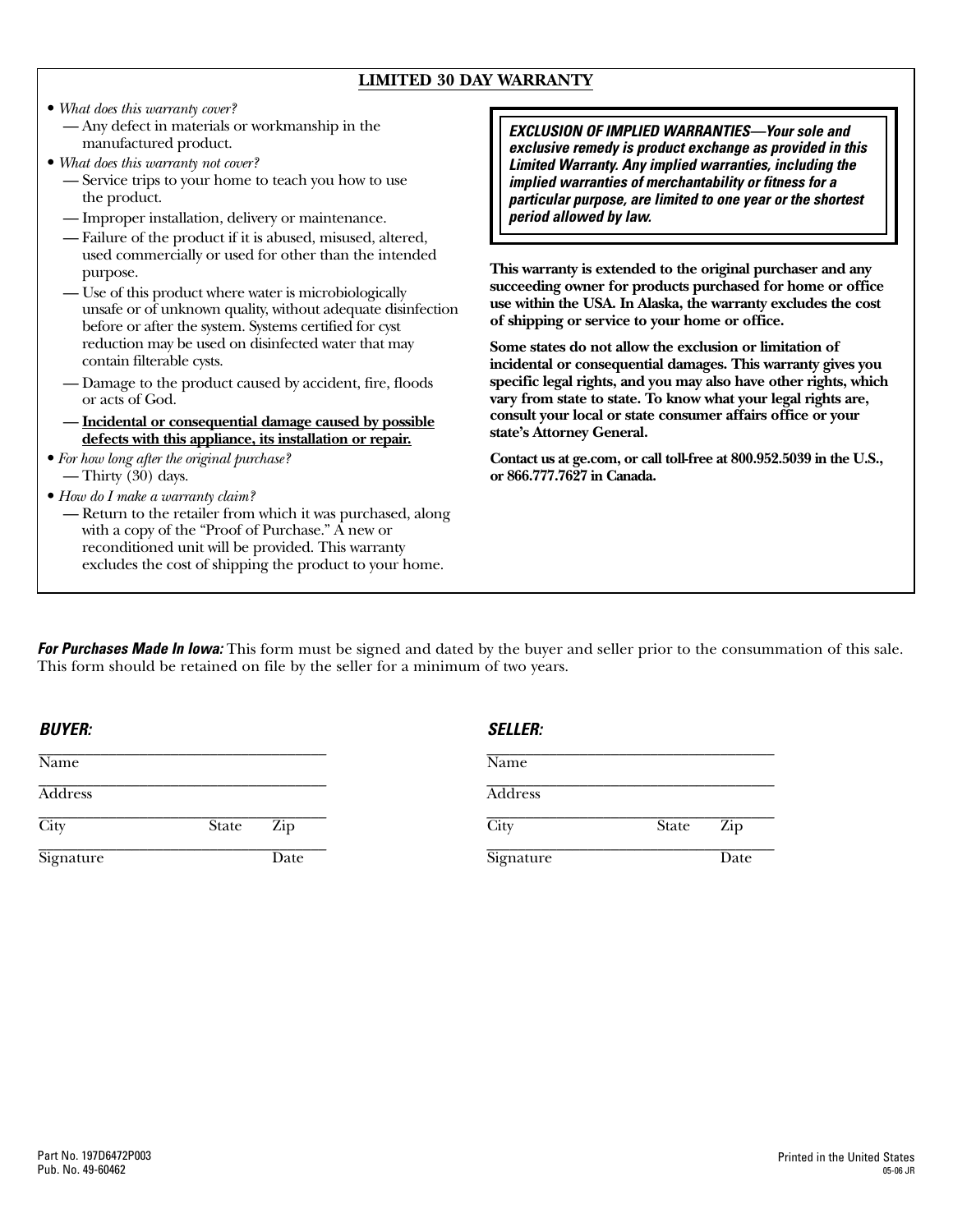## LIMITED 30 DAY WARRANTY

- *What does this warranty cover?*
  - — Any defect in materials or workmanship in the manufactured product.
- *What does this warranty not cover?*
  - — Service trips to your home to teach you how to use the product.
  - — Improper installation, delivery or maintenance.
  - — Failure of the product if it is abused, misused, altered, used commercially or used for other than the intended purpose.
  - — Use of this product where water is microbiologically unsafe or of unknown quality, without adequate disinfection before or after the system. Systems certified for cyst reduction may be used on disinfected water that may contain filterable cysts.
  - — Damage to the product caused by accident, fire, floods or acts of God.
  - — **Incidental or consequential damage caused by possible defects with this appliance, its installation or repair.**
- *For how long after the original purchase?*
  - — Thirty (30) days.
- *How do I make a warranty claim?*
  - — Return to the retailer from which it was purchased, along with a copy of the "Proof of Purchase." A new or reconditioned unit will be provided. This warranty excludes the cost of shipping the product to your home.

***EXCLUSION OF IMPLIED WARRANTIES—Your sole and exclusive remedy is product exchange as provided in this Limited Warranty. Any implied warranties, including the implied warranties of merchantability or fitness for a particular purpose, are limited to one year or the shortest period allowed by law.***

**This warranty is extended to the original purchaser and any succeeding owner for products purchased for home or office use within the USA. In Alaska, the warranty excludes the cost of shipping or service to your home or office.**

**Some states do not allow the exclusion or limitation of incidental or consequential damages. This warranty gives you specific legal rights, and you may also have other rights, which vary from state to state. To know what your legal rights are, consult your local or state consumer affairs office or your state's Attorney General.**

**Contact us at ge.com, or call toll-free at 800.952.5039 in the U.S., or 866.777.7627 in Canada.**

***For Purchases Made In Iowa:*** This form must be signed and dated by the buyer and seller prior to the consummation of this sale. This form should be retained on file by the seller for a minimum of two years.

***BUYER:***

\_\_\_\_\_\_\_\_\_\_\_\_\_\_\_\_\_\_\_\_\_\_\_\_\_\_\_\_\_\_\_\_\_\_\_
Name

\_\_\_\_\_\_\_\_\_\_\_\_\_\_\_\_\_\_\_\_\_\_\_\_\_\_\_\_\_\_\_\_\_\_\_
Address

\_\_\_\_\_\_\_\_\_\_\_\_\_\_\_\_\_\_\_\_\_\_\_\_\_\_\_\_\_\_\_\_\_\_\_
City State Zip

\_\_\_\_\_\_\_\_\_\_\_\_\_\_\_\_\_\_\_\_\_\_\_\_\_\_\_\_\_\_\_\_\_\_\_
Signature Date

***SELLER:***

\_\_\_\_\_\_\_\_\_\_\_\_\_\_\_\_\_\_\_\_\_\_\_\_\_\_\_\_\_\_\_\_\_\_\_
Name

\_\_\_\_\_\_\_\_\_\_\_\_\_\_\_\_\_\_\_\_\_\_\_\_\_\_\_\_\_\_\_\_\_\_\_
Address

\_\_\_\_\_\_\_\_\_\_\_\_\_\_\_\_\_\_\_\_\_\_\_\_\_\_\_\_\_\_\_\_\_\_\_
City State Zip

\_\_\_\_\_\_\_\_\_\_\_\_\_\_\_\_\_\_\_\_\_\_\_\_\_\_\_\_\_\_\_\_\_\_\_
Signature Date

Part No. 197D6472P003
Pub. No. 49-60462

Printed in the United States
05-06 JR